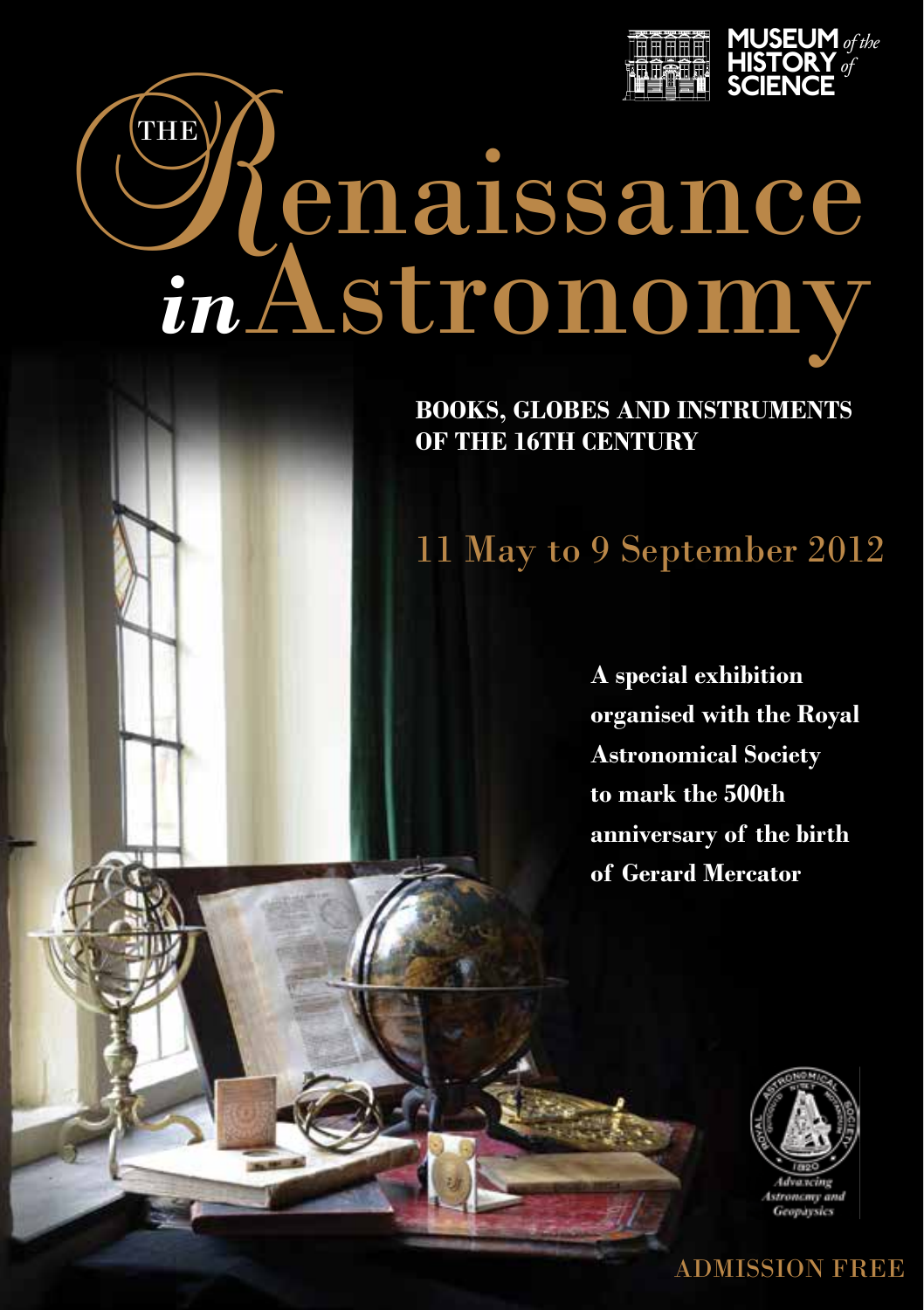MUSEUM *of the* HISTORY *of* SCIENCE

# THE Renaissance *in* Astronomy

**BOOKS, GLOBES AND INSTRUMENTS OF THE 16TH CENTURY**

## 11 May to 9 September 2012

**A special exhibition organised with the Royal Astronomical Society to mark the 500th anniversary of the birth of Gerard Mercator**

ROYAL ASTRONOMICAL SOCIETY 1820

*Advancing Astronomy and Geophysics*

ADMISSION FREE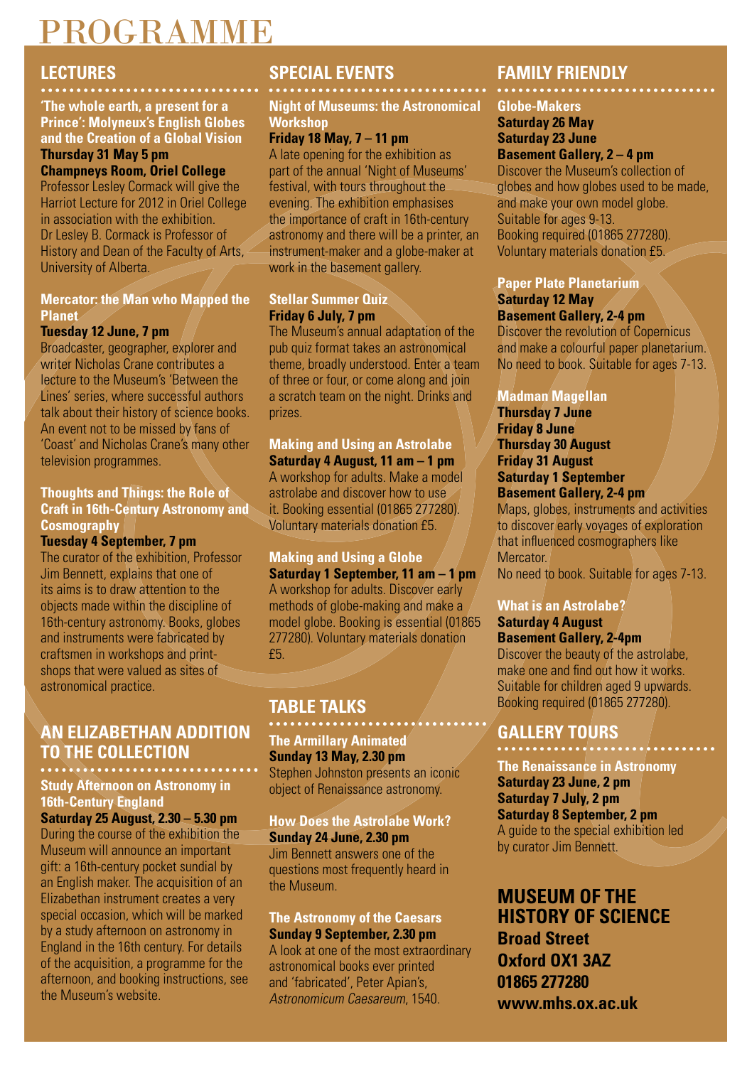# PROGRAMME

## LECTURES

**'The whole earth, a present for a Prince': Molyneux's English Globes and the Creation of a Global Vision**
**Thursday 31 May 5 pm**
**Champneys Room, Oriel College**
Professor Lesley Cormack will give the Harriot Lecture for 2012 in Oriel College in association with the exhibition. Dr Lesley B. Cormack is Professor of History and Dean of the Faculty of Arts, University of Alberta.

**Mercator: the Man who Mapped the Planet**
**Tuesday 12 June, 7 pm**
Broadcaster, geographer, explorer and writer Nicholas Crane contributes a lecture to the Museum's 'Between the Lines' series, where successful authors talk about their history of science books. An event not to be missed by fans of 'Coast' and Nicholas Crane's many other television programmes.

**Thoughts and Things: the Role of Craft in 16th-Century Astronomy and Cosmography**
**Tuesday 4 September, 7 pm**
The curator of the exhibition, Professor Jim Bennett, explains that one of its aims is to draw attention to the objects made within the discipline of 16th-century astronomy. Books, globes and instruments were fabricated by craftsmen in workshops and print-shops that were valued as sites of astronomical practice.

## AN ELIZABETHAN ADDITION TO THE COLLECTION

**Study Afternoon on Astronomy in 16th-Century England**
**Saturday 25 August, 2.30 – 5.30 pm**
During the course of the exhibition the Museum will announce an important gift: a 16th-century pocket sundial by an English maker. The acquisition of an Elizabethan instrument creates a very special occasion, which will be marked by a study afternoon on astronomy in England in the 16th century. For details of the acquisition, a programme for the afternoon, and booking instructions, see the Museum's website.

## SPECIAL EVENTS

**Night of Museums: the Astronomical Workshop**
**Friday 18 May, 7 – 11 pm**
A late opening for the exhibition as part of the annual 'Night of Museums' festival, with tours throughout the evening. The exhibition emphasises the importance of craft in 16th-century astronomy and there will be a printer, an instrument-maker and a globe-maker at work in the basement gallery.

**Stellar Summer Quiz**
**Friday 6 July, 7 pm**
The Museum's annual adaptation of the pub quiz format takes an astronomical theme, broadly understood. Enter a team of three or four, or come along and join a scratch team on the night. Drinks and prizes.

**Making and Using an Astrolabe**
**Saturday 4 August, 11 am – 1 pm**
A workshop for adults. Make a model astrolabe and discover how to use it. Booking essential (01865 277280). Voluntary materials donation £5.

**Making and Using a Globe**
**Saturday 1 September, 11 am – 1 pm**
A workshop for adults. Discover early methods of globe-making and make a model globe. Booking is essential (01865 277280). Voluntary materials donation £5.

## TABLE TALKS

**The Armillary Animated**
**Sunday 13 May, 2.30 pm**
Stephen Johnston presents an iconic object of Renaissance astronomy.

**How Does the Astrolabe Work?**
**Sunday 24 June, 2.30 pm**
Jim Bennett answers one of the questions most frequently heard in the Museum.

**The Astronomy of the Caesars**
**Sunday 9 September, 2.30 pm**
A look at one of the most extraordinary astronomical books ever printed and 'fabricated', Peter Apian's, *Astronomicum Caesareum*, 1540.

## FAMILY FRIENDLY

**Globe-Makers**
**Saturday 26 May**
**Saturday 23 June**
**Basement Gallery, 2 – 4 pm**
Discover the Museum's collection of globes and how globes used to be made, and make your own model globe. Suitable for ages 9-13. Booking required (01865 277280). Voluntary materials donation £5.

**Paper Plate Planetarium**
**Saturday 12 May**
**Basement Gallery, 2-4 pm**
Discover the revolution of Copernicus and make a colourful paper planetarium. No need to book. Suitable for ages 7-13.

**Madman Magellan**
**Thursday 7 June**
**Friday 8 June**
**Thursday 30 August**
**Friday 31 August**
**Saturday 1 September**
**Basement Gallery, 2-4 pm**
Maps, globes, instruments and activities to discover early voyages of exploration that influenced cosmographers like Mercator.
No need to book. Suitable for ages 7-13.

**What is an Astrolabe?**
**Saturday 4 August**
**Basement Gallery, 2-4pm**
Discover the beauty of the astrolabe, make one and find out how it works. Suitable for children aged 9 upwards. Booking required (01865 277280).

## GALLERY TOURS

**The Renaissance in Astronomy**
**Saturday 23 June, 2 pm**
**Saturday 7 July, 2 pm**
**Saturday 8 September, 2 pm**
A guide to the special exhibition led by curator Jim Bennett.

## MUSEUM OF THE HISTORY OF SCIENCE

**Broad Street**
**Oxford OX1 3AZ**
**01865 277280**
**www.mhs.ox.ac.uk**